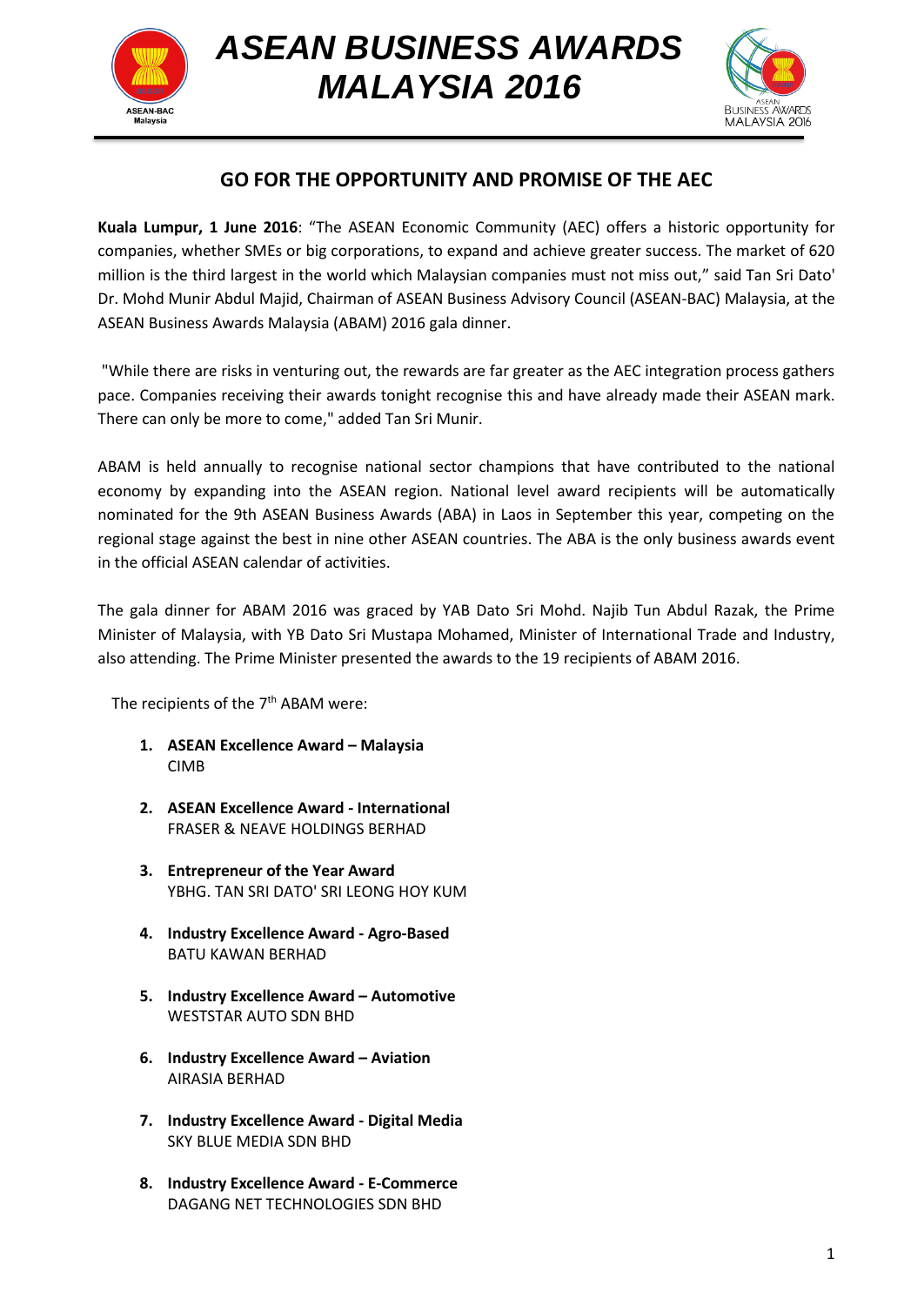# ASEAN BUSINESS AWARDS MALAYSIA 2016

## GO FOR THE OPPORTUNITY AND PROMISE OF THE AEC

**Kuala Lumpur, 1 June 2016**: "The ASEAN Economic Community (AEC) offers a historic opportunity for companies, whether SMEs or big corporations, to expand and achieve greater success. The market of 620 million is the third largest in the world which Malaysian companies must not miss out," said Tan Sri Dato' Dr. Mohd Munir Abdul Majid, Chairman of ASEAN Business Advisory Council (ASEAN-BAC) Malaysia, at the ASEAN Business Awards Malaysia (ABAM) 2016 gala dinner.

"While there are risks in venturing out, the rewards are far greater as the AEC integration process gathers pace. Companies receiving their awards tonight recognise this and have already made their ASEAN mark. There can only be more to come," added Tan Sri Munir.

ABAM is held annually to recognise national sector champions that have contributed to the national economy by expanding into the ASEAN region. National level award recipients will be automatically nominated for the 9th ASEAN Business Awards (ABA) in Laos in September this year, competing on the regional stage against the best in nine other ASEAN countries. The ABA is the only business awards event in the official ASEAN calendar of activities.

The gala dinner for ABAM 2016 was graced by YAB Dato Sri Mohd. Najib Tun Abdul Razak, the Prime Minister of Malaysia, with YB Dato Sri Mustapa Mohamed, Minister of International Trade and Industry, also attending. The Prime Minister presented the awards to the 19 recipients of ABAM 2016.

The recipients of the 7th ABAM were:

1. **ASEAN Excellence Award – Malaysia**
   CIMB

2. **ASEAN Excellence Award - International**
   FRASER & NEAVE HOLDINGS BERHAD

3. **Entrepreneur of the Year Award**
   YBHG. TAN SRI DATO' SRI LEONG HOY KUM

4. **Industry Excellence Award - Agro-Based**
   BATU KAWAN BERHAD

5. **Industry Excellence Award – Automotive**
   WESTSTAR AUTO SDN BHD

6. **Industry Excellence Award – Aviation**
   AIRASIA BERHAD

7. **Industry Excellence Award - Digital Media**
   SKY BLUE MEDIA SDN BHD

8. **Industry Excellence Award - E-Commerce**
   DAGANG NET TECHNOLOGIES SDN BHD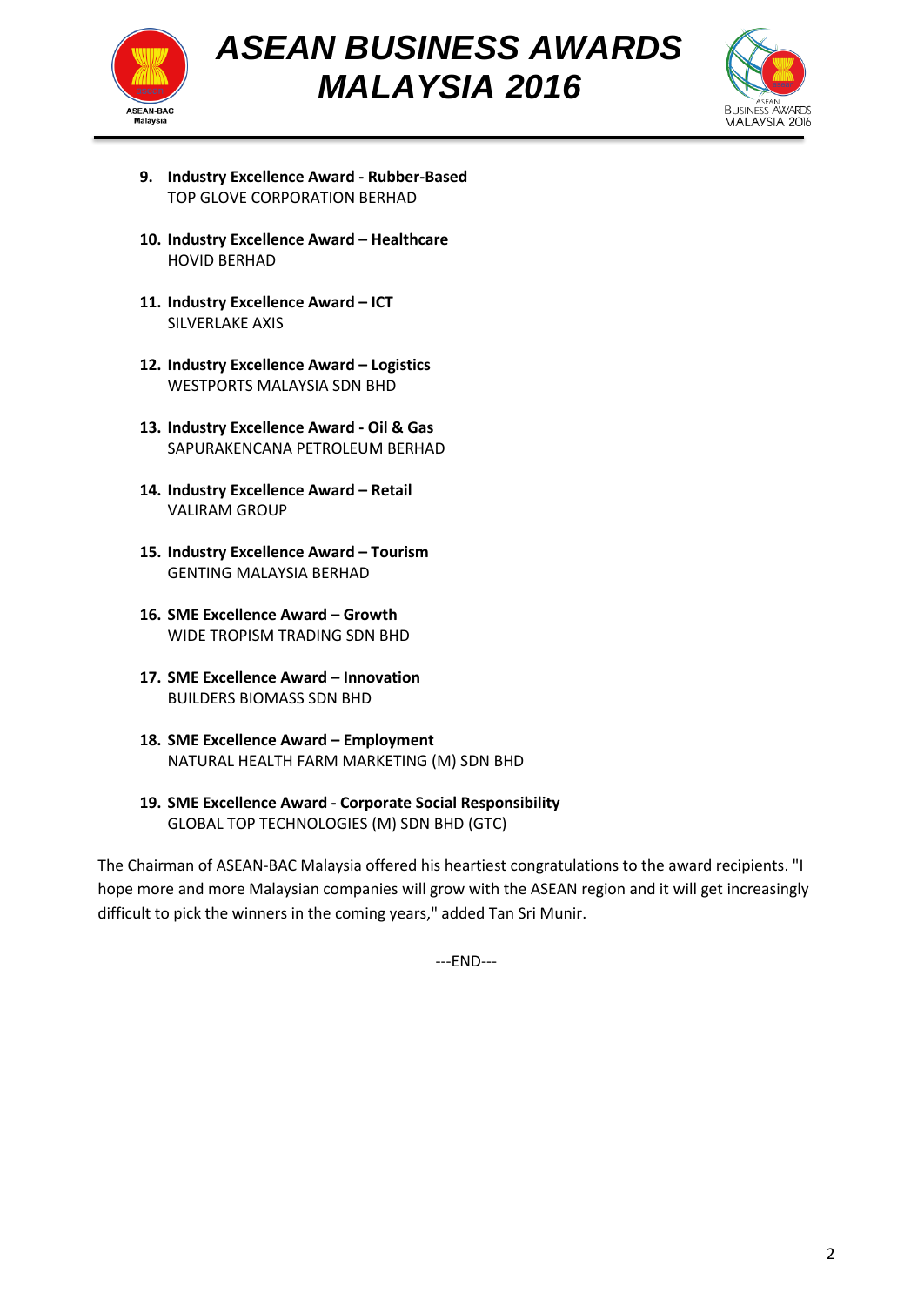9. **Industry Excellence Award - Rubber-Based**
   TOP GLOVE CORPORATION BERHAD

10. **Industry Excellence Award – Healthcare**
    HOVID BERHAD

11. **Industry Excellence Award – ICT**
    SILVERLAKE AXIS

12. **Industry Excellence Award – Logistics**
    WESTPORTS MALAYSIA SDN BHD

13. **Industry Excellence Award - Oil & Gas**
    SAPURAKENCANA PETROLEUM BERHAD

14. **Industry Excellence Award – Retail**
    VALIRAM GROUP

15. **Industry Excellence Award – Tourism**
    GENTING MALAYSIA BERHAD

16. **SME Excellence Award – Growth**
    WIDE TROPISM TRADING SDN BHD

17. **SME Excellence Award – Innovation**
    BUILDERS BIOMASS SDN BHD

18. **SME Excellence Award – Employment**
    NATURAL HEALTH FARM MARKETING (M) SDN BHD

19. **SME Excellence Award - Corporate Social Responsibility**
    GLOBAL TOP TECHNOLOGIES (M) SDN BHD (GTC)

The Chairman of ASEAN-BAC Malaysia offered his heartiest congratulations to the award recipients. "I hope more and more Malaysian companies will grow with the ASEAN region and it will get increasingly difficult to pick the winners in the coming years," added Tan Sri Munir.

---END---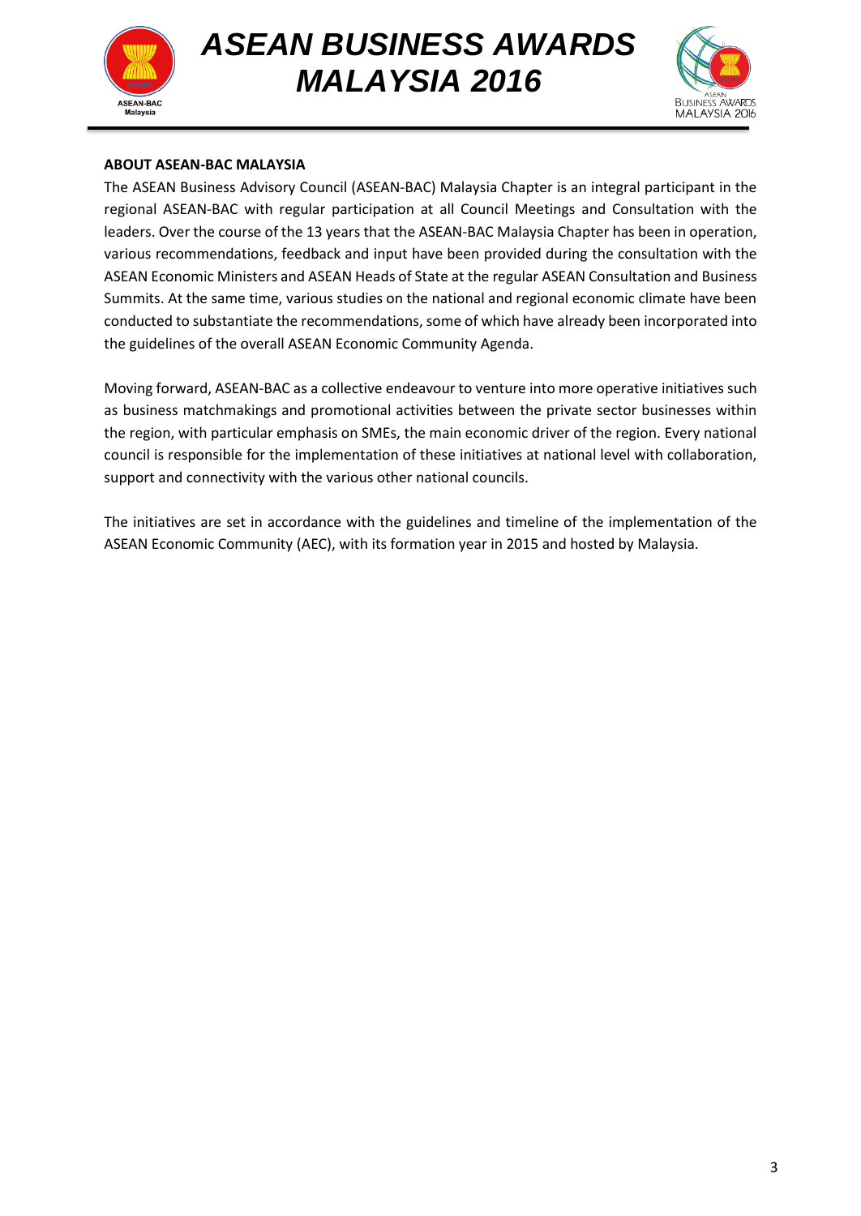## ABOUT ASEAN-BAC MALAYSIA

The ASEAN Business Advisory Council (ASEAN-BAC) Malaysia Chapter is an integral participant in the regional ASEAN-BAC with regular participation at all Council Meetings and Consultation with the leaders. Over the course of the 13 years that the ASEAN-BAC Malaysia Chapter has been in operation, various recommendations, feedback and input have been provided during the consultation with the ASEAN Economic Ministers and ASEAN Heads of State at the regular ASEAN Consultation and Business Summits. At the same time, various studies on the national and regional economic climate have been conducted to substantiate the recommendations, some of which have already been incorporated into the guidelines of the overall ASEAN Economic Community Agenda.

Moving forward, ASEAN-BAC as a collective endeavour to venture into more operative initiatives such as business matchmakings and promotional activities between the private sector businesses within the region, with particular emphasis on SMEs, the main economic driver of the region. Every national council is responsible for the implementation of these initiatives at national level with collaboration, support and connectivity with the various other national councils.

The initiatives are set in accordance with the guidelines and timeline of the implementation of the ASEAN Economic Community (AEC), with its formation year in 2015 and hosted by Malaysia.